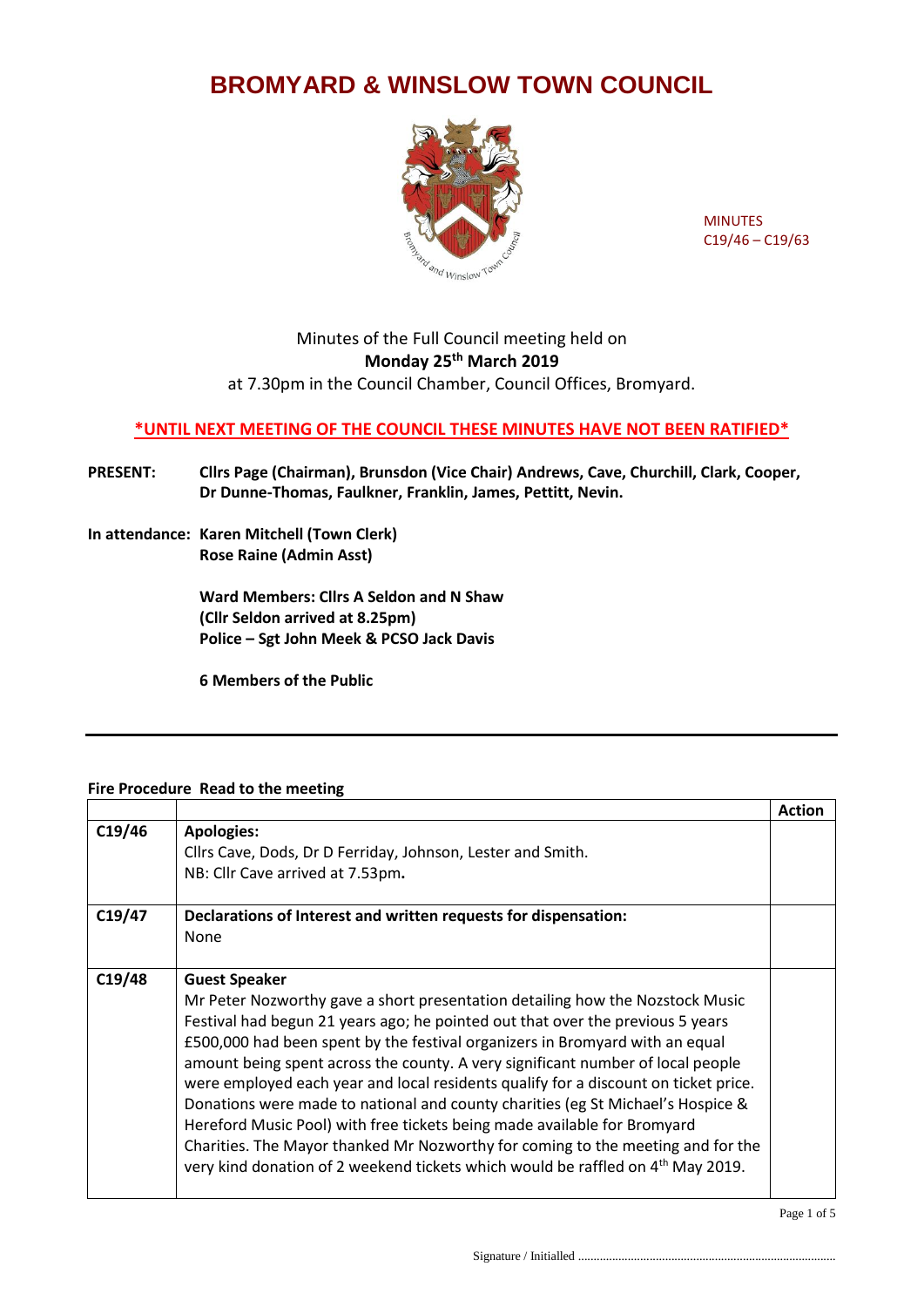# BROMYARD & WINSLOW TOWN COUNCIL

MINUTES
C19/46 – C19/63

Minutes of the Full Council meeting held on
**Monday 25th March 2019**
at 7.30pm in the Council Chamber, Council Offices, Bromyard.

**\*UNTIL NEXT MEETING OF THE COUNCIL THESE MINUTES HAVE NOT BEEN RATIFIED\***

**PRESENT:** **Cllrs Page (Chairman), Brunsdon (Vice Chair) Andrews, Cave, Churchill, Clark, Cooper, Dr Dunne-Thomas, Faulkner, Franklin, James, Pettitt, Nevin.**

**In attendance:** **Karen Mitchell (Town Clerk)**
**Rose Raine (Admin Asst)**

**Ward Members: Cllrs A Seldon and N Shaw**
**(Cllr Seldon arrived at 8.25pm)**
**Police – Sgt John Meek & PCSO Jack Davis**

**6 Members of the Public**

---

**Fire Procedure Read to the meeting**

| | | Action |
|---|---|---|
| C19/46 | **Apologies:**<br>Cllrs Cave, Dods, Dr D Ferriday, Johnson, Lester and Smith.<br>NB: Cllr Cave arrived at 7.53pm**.** | |
| C19/47 | **Declarations of Interest and written requests for dispensation:**<br>None | |
| C19/48 | **Guest Speaker**<br>Mr Peter Nozworthy gave a short presentation detailing how the Nozstock Music Festival had begun 21 years ago; he pointed out that over the previous 5 years £500,000 had been spent by the festival organizers in Bromyard with an equal amount being spent across the county. A very significant number of local people were employed each year and local residents qualify for a discount on ticket price. Donations were made to national and county charities (eg St Michael's Hospice & Hereford Music Pool) with free tickets being made available for Bromyard Charities. The Mayor thanked Mr Nozworthy for coming to the meeting and for the very kind donation of 2 weekend tickets which would be raffled on 4th May 2019. | |

Signature / Initialled ..................................................................................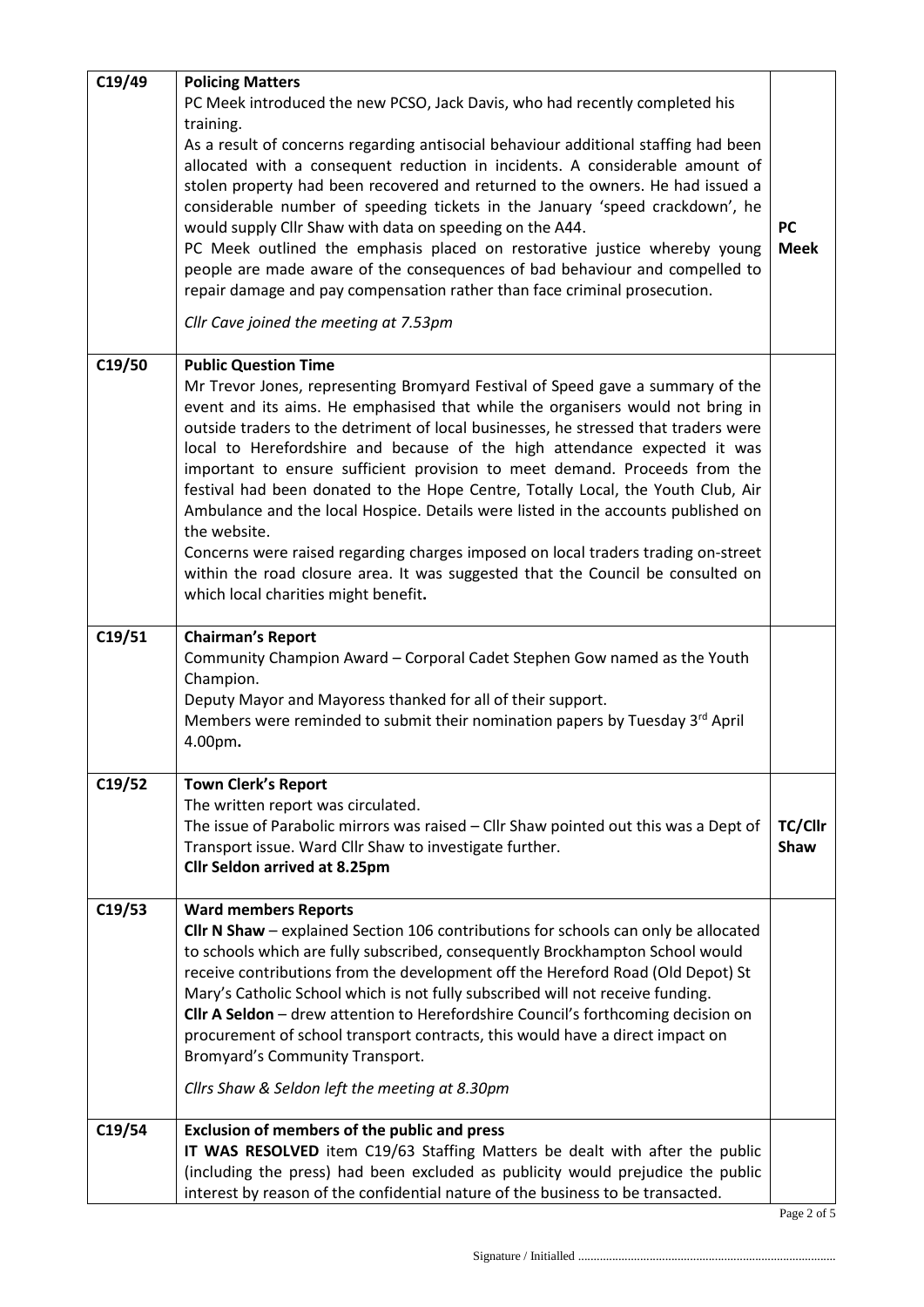| | | |
|---|---|---|
| C19/49 | **Policing Matters**<br>PC Meek introduced the new PCSO, Jack Davis, who had recently completed his training.<br>As a result of concerns regarding antisocial behaviour additional staffing had been allocated with a consequent reduction in incidents. A considerable amount of stolen property had been recovered and returned to the owners. He had issued a considerable number of speeding tickets in the January 'speed crackdown', he would supply Cllr Shaw with data on speeding on the A44.<br>PC Meek outlined the emphasis placed on restorative justice whereby young people are made aware of the consequences of bad behaviour and compelled to repair damage and pay compensation rather than face criminal prosecution.<br>*Cllr Cave joined the meeting at 7.53pm* | **PC Meek** |
| C19/50 | **Public Question Time**<br>Mr Trevor Jones, representing Bromyard Festival of Speed gave a summary of the event and its aims. He emphasised that while the organisers would not bring in outside traders to the detriment of local businesses, he stressed that traders were local to Herefordshire and because of the high attendance expected it was important to ensure sufficient provision to meet demand. Proceeds from the festival had been donated to the Hope Centre, Totally Local, the Youth Club, Air Ambulance and the local Hospice. Details were listed in the accounts published on the website.<br>Concerns were raised regarding charges imposed on local traders trading on-street within the road closure area. It was suggested that the Council be consulted on which local charities might benefit. | |
| C19/51 | **Chairman's Report**<br>Community Champion Award – Corporal Cadet Stephen Gow named as the Youth Champion.<br>Deputy Mayor and Mayoress thanked for all of their support.<br>Members were reminded to submit their nomination papers by Tuesday 3rd April 4.00pm. | |
| C19/52 | **Town Clerk's Report**<br>The written report was circulated.<br>The issue of Parabolic mirrors was raised – Cllr Shaw pointed out this was a Dept of Transport issue. Ward Cllr Shaw to investigate further.<br>**Cllr Seldon arrived at 8.25pm** | **TC/Cllr Shaw** |
| C19/53 | **Ward members Reports**<br>**Cllr N Shaw** – explained Section 106 contributions for schools can only be allocated to schools which are fully subscribed, consequently Brockhampton School would receive contributions from the development off the Hereford Road (Old Depot) St Mary's Catholic School which is not fully subscribed will not receive funding.<br>**Cllr A Seldon** – drew attention to Herefordshire Council's forthcoming decision on procurement of school transport contracts, this would have a direct impact on Bromyard's Community Transport.<br>*Cllrs Shaw & Seldon left the meeting at 8.30pm* | |
| C19/54 | **Exclusion of members of the public and press**<br>**IT WAS RESOLVED** item C19/63 Staffing Matters be dealt with after the public (including the press) had been excluded as publicity would prejudice the public interest by reason of the confidential nature of the business to be transacted. | |

Signature / Initialled ..................................................................................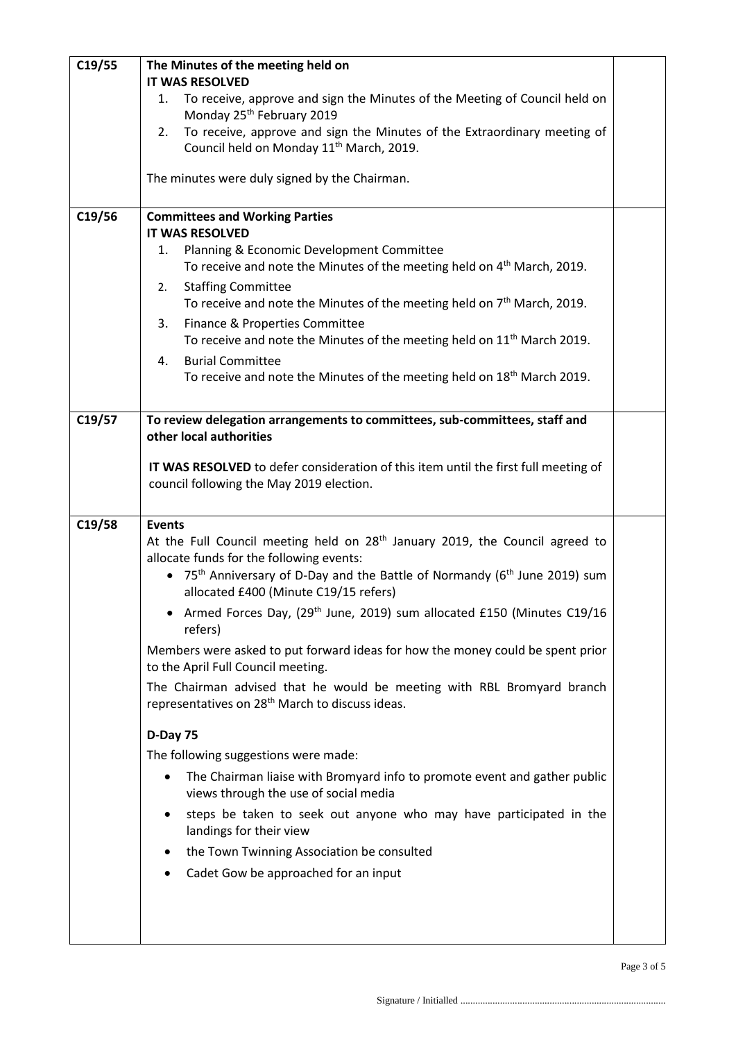| | | |
|---|---|---|
| C19/55 | **The Minutes of the meeting held on**<br>**IT WAS RESOLVED**<br>1. To receive, approve and sign the Minutes of the Meeting of Council held on Monday 25th February 2019<br>2. To receive, approve and sign the Minutes of the Extraordinary meeting of Council held on Monday 11th March, 2019.<br><br>The minutes were duly signed by the Chairman. | |
| C19/56 | **Committees and Working Parties**<br>**IT WAS RESOLVED**<br>1. Planning & Economic Development Committee<br>To receive and note the Minutes of the meeting held on 4th March, 2019.<br>2. Staffing Committee<br>To receive and note the Minutes of the meeting held on 7th March, 2019.<br>3. Finance & Properties Committee<br>To receive and note the Minutes of the meeting held on 11th March 2019.<br>4. Burial Committee<br>To receive and note the Minutes of the meeting held on 18th March 2019. | |
| C19/57 | **To review delegation arrangements to committees, sub-committees, staff and other local authorities**<br><br>**IT WAS RESOLVED** to defer consideration of this item until the first full meeting of council following the May 2019 election. | |
| C19/58 | **Events**<br>At the Full Council meeting held on 28th January 2019, the Council agreed to allocate funds for the following events:<br>• 75th Anniversary of D-Day and the Battle of Normandy (6th June 2019) sum allocated £400 (Minute C19/15 refers)<br>• Armed Forces Day, (29th June, 2019) sum allocated £150 (Minutes C19/16 refers)<br><br>Members were asked to put forward ideas for how the money could be spent prior to the April Full Council meeting.<br>The Chairman advised that he would be meeting with RBL Bromyard branch representatives on 28th March to discuss ideas.<br><br>**D-Day 75**<br>The following suggestions were made:<br>• The Chairman liaise with Bromyard info to promote event and gather public views through the use of social media<br>• steps be taken to seek out anyone who may have participated in the landings for their view<br>• the Town Twinning Association be consulted<br>• Cadet Gow be approached for an input | |

Signature / Initialled ..................................................................................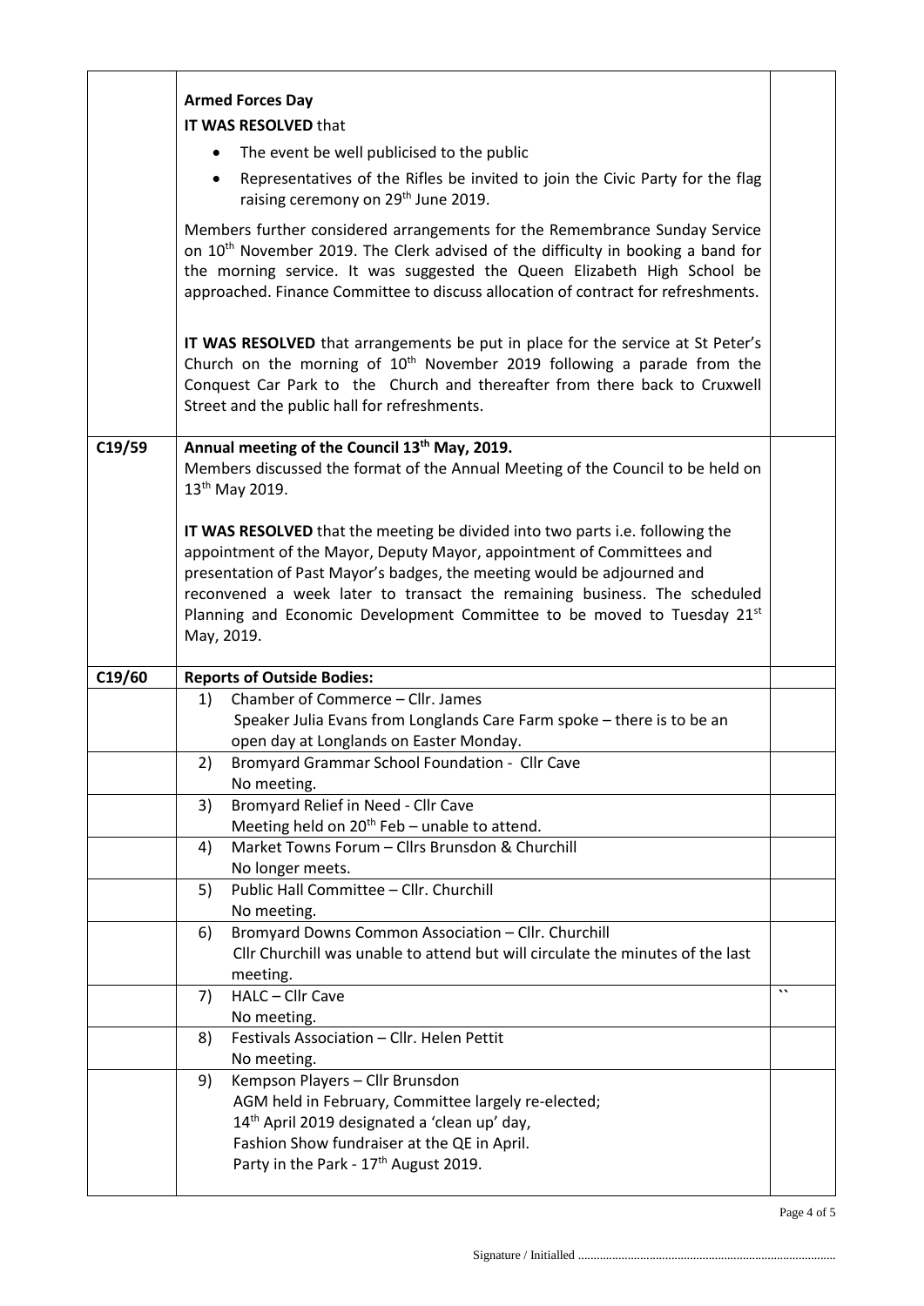| | | |
|---|---|---|
| | **Armed Forces Day**<br>**IT WAS RESOLVED** that<br>• The event be well publicised to the public<br>• Representatives of the Rifles be invited to join the Civic Party for the flag raising ceremony on 29th June 2019.<br><br>Members further considered arrangements for the Remembrance Sunday Service on 10th November 2019. The Clerk advised of the difficulty in booking a band for the morning service. It was suggested the Queen Elizabeth High School be approached. Finance Committee to discuss allocation of contract for refreshments.<br><br>**IT WAS RESOLVED** that arrangements be put in place for the service at St Peter's Church on the morning of 10th November 2019 following a parade from the Conquest Car Park to the Church and thereafter from there back to Cruxwell Street and the public hall for refreshments. | |
| C19/59 | **Annual meeting of the Council 13th May, 2019.**<br>Members discussed the format of the Annual Meeting of the Council to be held on 13th May 2019.<br><br>**IT WAS RESOLVED** that the meeting be divided into two parts i.e. following the appointment of the Mayor, Deputy Mayor, appointment of Committees and presentation of Past Mayor's badges, the meeting would be adjourned and reconvened a week later to transact the remaining business. The scheduled Planning and Economic Development Committee to be moved to Tuesday 21st May, 2019. | |
| C19/60 | **Reports of Outside Bodies:** | |
| | 1) Chamber of Commerce – Cllr. James<br>Speaker Julia Evans from Longlands Care Farm spoke – there is to be an open day at Longlands on Easter Monday. | |
| | 2) Bromyard Grammar School Foundation - Cllr Cave<br>No meeting. | |
| | 3) Bromyard Relief in Need - Cllr Cave<br>Meeting held on 20th Feb – unable to attend. | |
| | 4) Market Towns Forum – Cllrs Brunsdon & Churchill<br>No longer meets. | |
| | 5) Public Hall Committee – Cllr. Churchill<br>No meeting. | |
| | 6) Bromyard Downs Common Association – Cllr. Churchill<br>Cllr Churchill was unable to attend but will circulate the minutes of the last meeting. | |
| | 7) HALC – Cllr Cave<br>No meeting. | `` |
| | 8) Festivals Association – Cllr. Helen Pettit<br>No meeting. | |
| | 9) Kempson Players – Cllr Brunsdon<br>AGM held in February, Committee largely re-elected;<br>14th April 2019 designated a 'clean up' day,<br>Fashion Show fundraiser at the QE in April.<br>Party in the Park - 17th August 2019. | |

Signature / Initialled ..................................................................................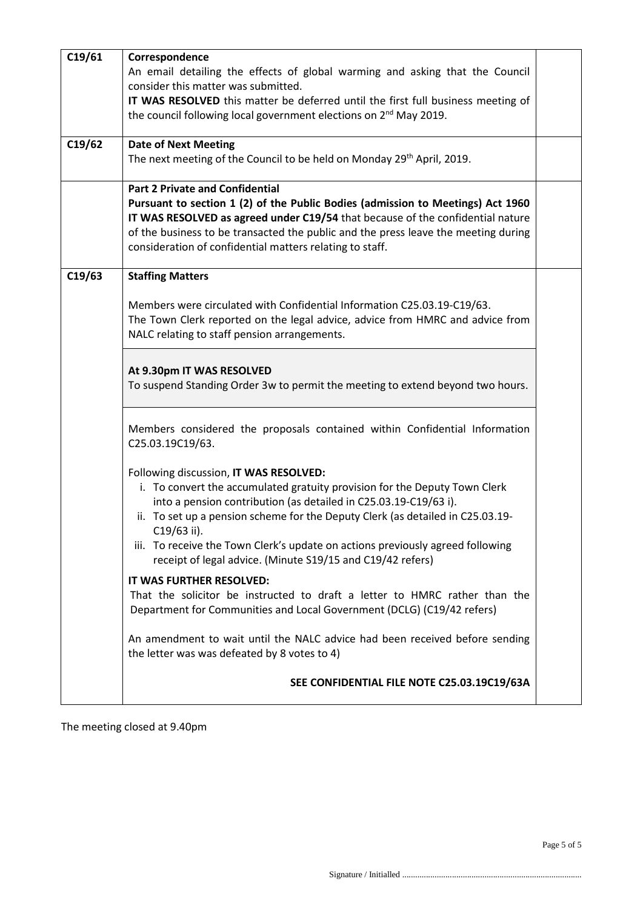| | | |
|---|---|---|
| **C19/61** | **Correspondence**<br>An email detailing the effects of global warming and asking that the Council consider this matter was submitted.<br>**IT WAS RESOLVED** this matter be deferred until the first full business meeting of the council following local government elections on 2nd May 2019. | |
| **C19/62** | **Date of Next Meeting**<br>The next meeting of the Council to be held on Monday 29th April, 2019. | |
| | **Part 2 Private and Confidential**<br>**Pursuant to section 1 (2) of the Public Bodies (admission to Meetings) Act 1960 IT WAS RESOLVED as agreed under C19/54** that because of the confidential nature of the business to be transacted the public and the press leave the meeting during consideration of confidential matters relating to staff. | |
| **C19/63** | **Staffing Matters**<br><br>Members were circulated with Confidential Information C25.03.19-C19/63.<br>The Town Clerk reported on the legal advice, advice from HMRC and advice from NALC relating to staff pension arrangements.<br><br>**At 9.30pm IT WAS RESOLVED**<br>To suspend Standing Order 3w to permit the meeting to extend beyond two hours.<br><br>Members considered the proposals contained within Confidential Information C25.03.19C19/63.<br><br>Following discussion, **IT WAS RESOLVED:**<br>i. To convert the accumulated gratuity provision for the Deputy Town Clerk into a pension contribution (as detailed in C25.03.19-C19/63 i).<br>ii. To set up a pension scheme for the Deputy Clerk (as detailed in C25.03.19-C19/63 ii).<br>iii. To receive the Town Clerk's update on actions previously agreed following receipt of legal advice. (Minute S19/15 and C19/42 refers)<br><br>**IT WAS FURTHER RESOLVED:**<br>That the solicitor be instructed to draft a letter to HMRC rather than the Department for Communities and Local Government (DCLG) (C19/42 refers)<br><br>An amendment to wait until the NALC advice had been received before sending the letter was was defeated by 8 votes to 4)<br><br>**SEE CONFIDENTIAL FILE NOTE C25.03.19C19/63A** | |

The meeting closed at 9.40pm

Signature / Initialled ..................................................................................